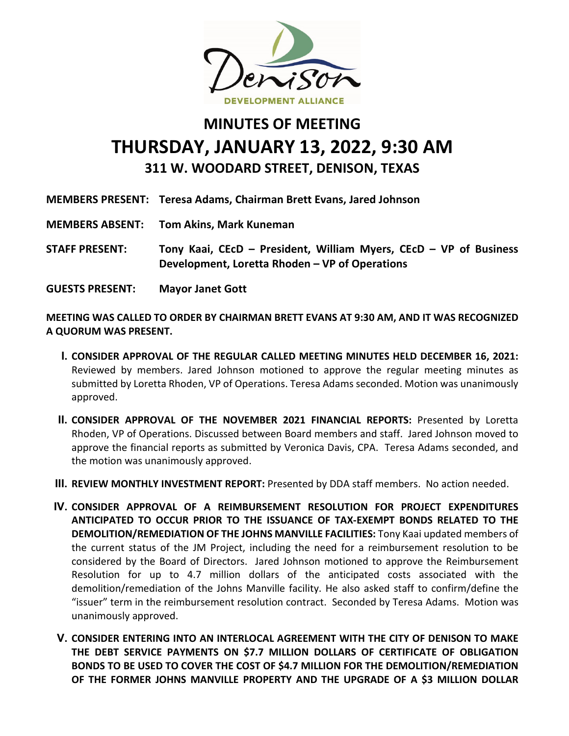Denison DEVELOPMENT ALLIANCE

# MINUTES OF MEETING
# THURSDAY, JANUARY 13, 2022, 9:30 AM
## 311 W. WOODARD STREET, DENISON, TEXAS

**MEMBERS PRESENT:** **Teresa Adams, Chairman Brett Evans, Jared Johnson**

**MEMBERS ABSENT:** **Tom Akins, Mark Kuneman**

**STAFF PRESENT:** **Tony Kaai, CEcD – President, William Myers, CEcD – VP of Business Development, Loretta Rhoden – VP of Operations**

**GUESTS PRESENT:** **Mayor Janet Gott**

**MEETING WAS CALLED TO ORDER BY CHAIRMAN BRETT EVANS AT 9:30 AM, AND IT WAS RECOGNIZED A QUORUM WAS PRESENT.**

I. **CONSIDER APPROVAL OF THE REGULAR CALLED MEETING MINUTES HELD DECEMBER 16, 2021:** Reviewed by members. Jared Johnson motioned to approve the regular meeting minutes as submitted by Loretta Rhoden, VP of Operations. Teresa Adams seconded. Motion was unanimously approved.

II. **CONSIDER APPROVAL OF THE NOVEMBER 2021 FINANCIAL REPORTS:** Presented by Loretta Rhoden, VP of Operations. Discussed between Board members and staff. Jared Johnson moved to approve the financial reports as submitted by Veronica Davis, CPA. Teresa Adams seconded, and the motion was unanimously approved.

III. **REVIEW MONTHLY INVESTMENT REPORT:** Presented by DDA staff members. No action needed.

IV. **CONSIDER APPROVAL OF A REIMBURSEMENT RESOLUTION FOR PROJECT EXPENDITURES ANTICIPATED TO OCCUR PRIOR TO THE ISSUANCE OF TAX-EXEMPT BONDS RELATED TO THE DEMOLITION/REMEDIATION OF THE JOHNS MANVILLE FACILITIES:** Tony Kaai updated members of the current status of the JM Project, including the need for a reimbursement resolution to be considered by the Board of Directors. Jared Johnson motioned to approve the Reimbursement Resolution for up to 4.7 million dollars of the anticipated costs associated with the demolition/remediation of the Johns Manville facility. He also asked staff to confirm/define the "issuer" term in the reimbursement resolution contract. Seconded by Teresa Adams. Motion was unanimously approved.

V. **CONSIDER ENTERING INTO AN INTERLOCAL AGREEMENT WITH THE CITY OF DENISON TO MAKE THE DEBT SERVICE PAYMENTS ON $7.7 MILLION DOLLARS OF CERTIFICATE OF OBLIGATION BONDS TO BE USED TO COVER THE COST OF $4.7 MILLION FOR THE DEMOLITION/REMEDIATION OF THE FORMER JOHNS MANVILLE PROPERTY AND THE UPGRADE OF A $3 MILLION DOLLAR**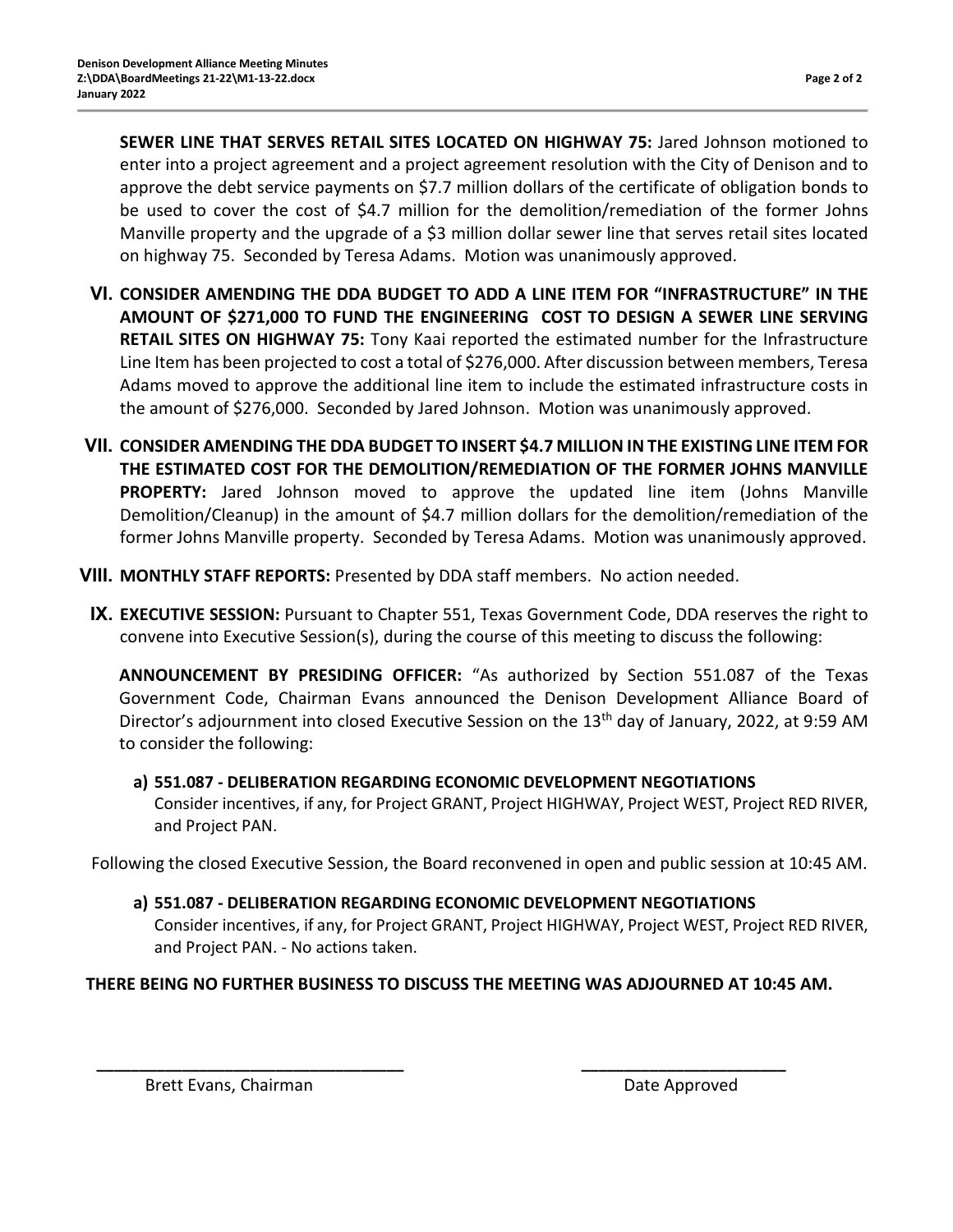**SEWER LINE THAT SERVES RETAIL SITES LOCATED ON HIGHWAY 75:** Jared Johnson motioned to enter into a project agreement and a project agreement resolution with the City of Denison and to approve the debt service payments on $7.7 million dollars of the certificate of obligation bonds to be used to cover the cost of $4.7 million for the demolition/remediation of the former Johns Manville property and the upgrade of a $3 million dollar sewer line that serves retail sites located on highway 75. Seconded by Teresa Adams. Motion was unanimously approved.

**VI. CONSIDER AMENDING THE DDA BUDGET TO ADD A LINE ITEM FOR "INFRASTRUCTURE" IN THE AMOUNT OF $271,000 TO FUND THE ENGINEERING COST TO DESIGN A SEWER LINE SERVING RETAIL SITES ON HIGHWAY 75:** Tony Kaai reported the estimated number for the Infrastructure Line Item has been projected to cost a total of $276,000. After discussion between members, Teresa Adams moved to approve the additional line item to include the estimated infrastructure costs in the amount of $276,000. Seconded by Jared Johnson. Motion was unanimously approved.

**VII. CONSIDER AMENDING THE DDA BUDGET TO INSERT $4.7 MILLION IN THE EXISTING LINE ITEM FOR THE ESTIMATED COST FOR THE DEMOLITION/REMEDIATION OF THE FORMER JOHNS MANVILLE PROPERTY:** Jared Johnson moved to approve the updated line item (Johns Manville Demolition/Cleanup) in the amount of $4.7 million dollars for the demolition/remediation of the former Johns Manville property. Seconded by Teresa Adams. Motion was unanimously approved.

**VIII. MONTHLY STAFF REPORTS:** Presented by DDA staff members. No action needed.

**IX. EXECUTIVE SESSION:** Pursuant to Chapter 551, Texas Government Code, DDA reserves the right to convene into Executive Session(s), during the course of this meeting to discuss the following:

**ANNOUNCEMENT BY PRESIDING OFFICER:** "As authorized by Section 551.087 of the Texas Government Code, Chairman Evans announced the Denison Development Alliance Board of Director's adjournment into closed Executive Session on the 13th day of January, 2022, at 9:59 AM to consider the following:

**a) 551.087 - DELIBERATION REGARDING ECONOMIC DEVELOPMENT NEGOTIATIONS**
Consider incentives, if any, for Project GRANT, Project HIGHWAY, Project WEST, Project RED RIVER, and Project PAN.

Following the closed Executive Session, the Board reconvened in open and public session at 10:45 AM.

**a) 551.087 - DELIBERATION REGARDING ECONOMIC DEVELOPMENT NEGOTIATIONS**
Consider incentives, if any, for Project GRANT, Project HIGHWAY, Project WEST, Project RED RIVER, and Project PAN. - No actions taken.

**THERE BEING NO FURTHER BUSINESS TO DISCUSS THE MEETING WAS ADJOURNED AT 10:45 AM.**

\_\_\_\_\_\_\_\_\_\_\_\_\_\_\_\_\_\_\_\_\_\_\_\_\_\_\_\_\_\_\_\_
Brett Evans, Chairman

\_\_\_\_\_\_\_\_\_\_\_\_\_\_\_\_\_\_\_\_\_\_
Date Approved